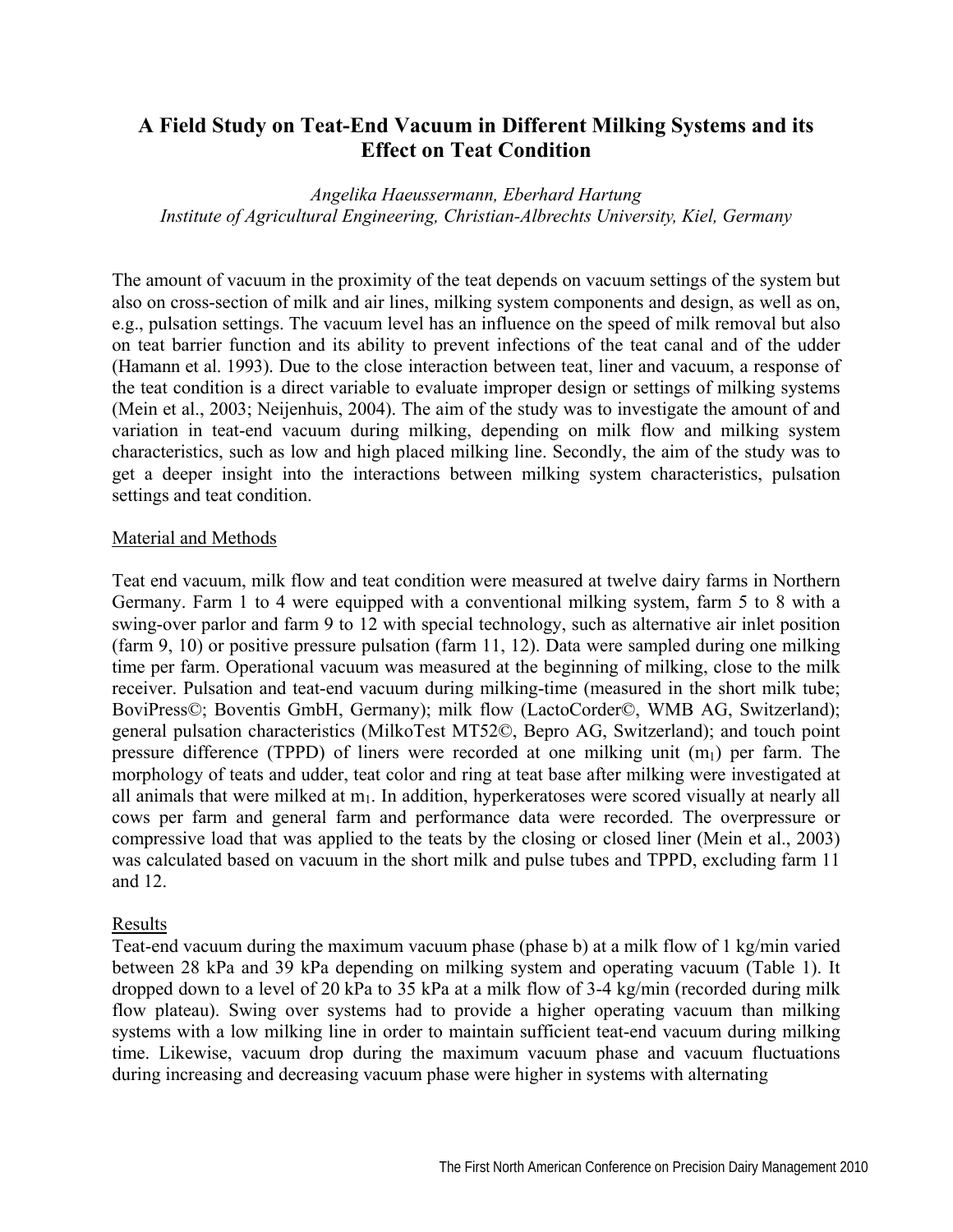# A Field Study on Teat-End Vacuum in Different Milking Systems and its Effect on Teat Condition

*Angelika Haeussermann, Eberhard Hartung*
*Institute of Agricultural Engineering, Christian-Albrechts University, Kiel, Germany*

The amount of vacuum in the proximity of the teat depends on vacuum settings of the system but also on cross-section of milk and air lines, milking system components and design, as well as on, e.g., pulsation settings. The vacuum level has an influence on the speed of milk removal but also on teat barrier function and its ability to prevent infections of the teat canal and of the udder (Hamann et al. 1993). Due to the close interaction between teat, liner and vacuum, a response of the teat condition is a direct variable to evaluate improper design or settings of milking systems (Mein et al., 2003; Neijenhuis, 2004). The aim of the study was to investigate the amount of and variation in teat-end vacuum during milking, depending on milk flow and milking system characteristics, such as low and high placed milking line. Secondly, the aim of the study was to get a deeper insight into the interactions between milking system characteristics, pulsation settings and teat condition.

## Material and Methods

Teat end vacuum, milk flow and teat condition were measured at twelve dairy farms in Northern Germany. Farm 1 to 4 were equipped with a conventional milking system, farm 5 to 8 with a swing-over parlor and farm 9 to 12 with special technology, such as alternative air inlet position (farm 9, 10) or positive pressure pulsation (farm 11, 12). Data were sampled during one milking time per farm. Operational vacuum was measured at the beginning of milking, close to the milk receiver. Pulsation and teat-end vacuum during milking-time (measured in the short milk tube; BoviPress©; Boventis GmbH, Germany); milk flow (LactoCorder©, WMB AG, Switzerland); general pulsation characteristics (MilkoTest MT52©, Bepro AG, Switzerland); and touch point pressure difference (TPPD) of liners were recorded at one milking unit ($m_1$) per farm. The morphology of teats and udder, teat color and ring at teat base after milking were investigated at all animals that were milked at $m_1$. In addition, hyperkeratoses were scored visually at nearly all cows per farm and general farm and performance data were recorded. The overpressure or compressive load that was applied to the teats by the closing or closed liner (Mein et al., 2003) was calculated based on vacuum in the short milk and pulse tubes and TPPD, excluding farm 11 and 12.

## Results

Teat-end vacuum during the maximum vacuum phase (phase b) at a milk flow of 1 kg/min varied between 28 kPa and 39 kPa depending on milking system and operating vacuum (Table 1). It dropped down to a level of 20 kPa to 35 kPa at a milk flow of 3-4 kg/min (recorded during milk flow plateau). Swing over systems had to provide a higher operating vacuum than milking systems with a low milking line in order to maintain sufficient teat-end vacuum during milking time. Likewise, vacuum drop during the maximum vacuum phase and vacuum fluctuations during increasing and decreasing vacuum phase were higher in systems with alternating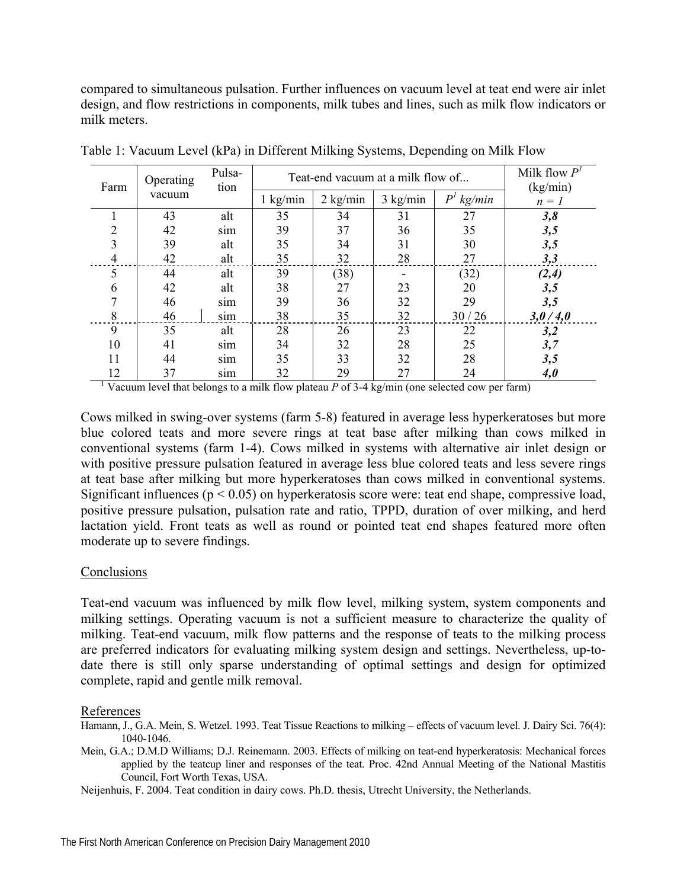compared to simultaneous pulsation. Further influences on vacuum level at teat end were air inlet design, and flow restrictions in components, milk tubes and lines, such as milk flow indicators or milk meters.

Table 1: Vacuum Level (kPa) in Different Milking Systems, Depending on Milk Flow

| Farm | Operating vacuum | Pulsa-tion | Teat-end vacuum at a milk flow of... | | | | Milk flow $P^1$ (kg/min) |
|---|---|---|---|---|---|---|---|
| | | | 1 kg/min | 2 kg/min | 3 kg/min | *$P^1$ kg/min* | *n = 1* |
| 1 | 43 | alt | 35 | 34 | 31 | 27 | ***3,8*** |
| 2 | 42 | sim | 39 | 37 | 36 | 35 | ***3,5*** |
| 3 | 39 | alt | 35 | 34 | 31 | 30 | ***3,5*** |
| 4 | 42 | alt | 35 | 32 | 28 | 27 | ***3,3*** |
| 5 | 44 | alt | 39 | (38) | - | (32) | ***(2,4)*** |
| 6 | 42 | alt | 38 | 27 | 23 | 20 | ***3,5*** |
| 7 | 46 | sim | 39 | 36 | 32 | 29 | ***3,5*** |
| 8 | 46 | sim | 38 | 35 | 32 | 30 / 26 | ***3,0 / 4,0*** |
| 9 | 35 | alt | 28 | 26 | 23 | 22 | ***3,2*** |
| 10 | 41 | sim | 34 | 32 | 28 | 25 | ***3,7*** |
| 11 | 44 | sim | 35 | 33 | 32 | 28 | ***3,5*** |
| 12 | 37 | sim | 32 | 29 | 27 | 24 | ***4,0*** |

[1] Vacuum level that belongs to a milk flow plateau *P* of 3-4 kg/min (one selected cow per farm)

Cows milked in swing-over systems (farm 5-8) featured in average less hyperkeratoses but more blue colored teats and more severe rings at teat base after milking than cows milked in conventional systems (farm 1-4). Cows milked in systems with alternative air inlet design or with positive pressure pulsation featured in average less blue colored teats and less severe rings at teat base after milking but more hyperkeratoses than cows milked in conventional systems. Significant influences ($p < 0.05$) on hyperkeratosis score were: teat end shape, compressive load, positive pressure pulsation, pulsation rate and ratio, TPPD, duration of over milking, and herd lactation yield. Front teats as well as round or pointed teat end shapes featured more often moderate up to severe findings.

## Conclusions

Teat-end vacuum was influenced by milk flow level, milking system, system components and milking settings. Operating vacuum is not a sufficient measure to characterize the quality of milking. Teat-end vacuum, milk flow patterns and the response of teats to the milking process are preferred indicators for evaluating milking system design and settings. Nevertheless, up-to-date there is still only sparse understanding of optimal settings and design for optimized complete, rapid and gentle milk removal.

## References

Hamann, J., G.A. Mein, S. Wetzel. 1993. Teat Tissue Reactions to milking – effects of vacuum level. J. Dairy Sci. 76(4): 1040-1046.

Mein, G.A.; D.M.D Williams; D.J. Reinemann. 2003. Effects of milking on teat-end hyperkeratosis: Mechanical forces applied by the teatcup liner and responses of the teat. Proc. 42nd Annual Meeting of the National Mastitis Council, Fort Worth Texas, USA.

Neijenhuis, F. 2004. Teat condition in dairy cows. Ph.D. thesis, Utrecht University, the Netherlands.